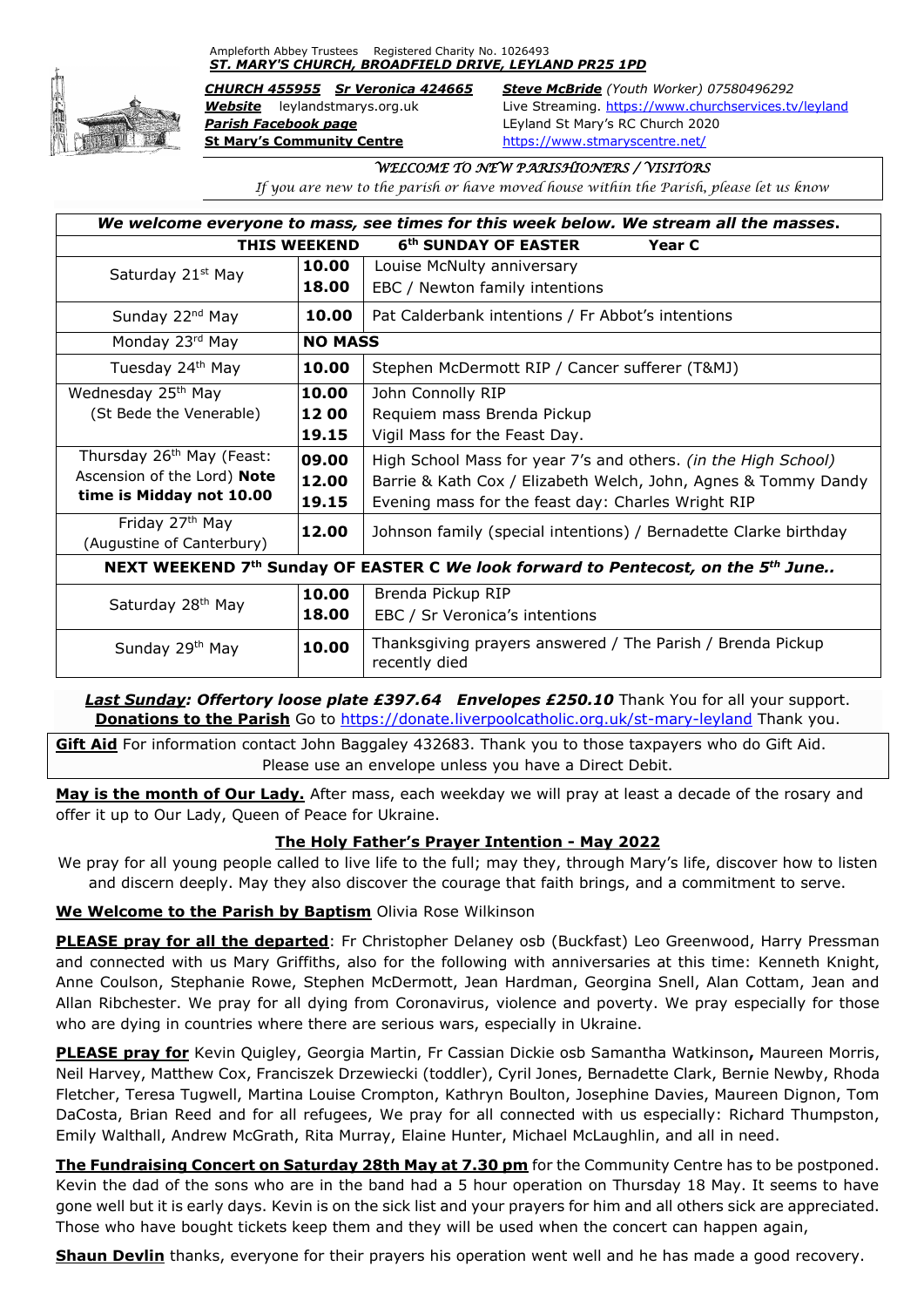Ampleforth Abbey Trustees Registered Charity No. 1026493
***ST. MARY'S CHURCH, BROADFIELD DRIVE, LEYLAND PR25 1PD***

***CHURCH 455955*** ***Sr Veronica 424665*** ***Steve McBride*** *(Youth Worker)* 07580496292
***Website*** leylandstmarys.org.uk Live Streaming. https://www.churchservices.tv/leyland
***Parish Facebook page*** LEyland St Mary's RC Church 2020
**St Mary's Community Centre** https://www.stmaryscentre.net/

*WELCOME TO NEW PARISHIONERS / VISITORS*

*If you are new to the parish or have moved house within the Parish, please let us know*

| ***We welcome everyone to mass, see times for this week below. We stream all the masses.*** | | |
|---|---|---|
| **THIS WEEKEND** | **6th SUNDAY OF EASTER** | **Year C** |
| Saturday 21st May | **10.00**<br>**18.00** | Louise McNulty anniversary<br>EBC / Newton family intentions |
| Sunday 22nd May | **10.00** | Pat Calderbank intentions / Fr Abbot's intentions |
| Monday 23rd May | **NO MASS** | |
| Tuesday 24th May | **10.00** | Stephen McDermott RIP / Cancer sufferer (T&MJ) |
| Wednesday 25th May (St Bede the Venerable) | **10.00**<br>**12 00**<br>**19.15** | John Connolly RIP<br>Requiem mass Brenda Pickup<br>Vigil Mass for the Feast Day. |
| Thursday 26th May (Feast: Ascension of the Lord) **Note time is Midday not 10.00** | **09.00**<br>**12.00**<br>**19.15** | High School Mass for year 7's and others. *(in the High School)*<br>Barrie & Kath Cox / Elizabeth Welch, John, Agnes & Tommy Dandy<br>Evening mass for the feast day: Charles Wright RIP |
| Friday 27th May (Augustine of Canterbury) | **12.00** | Johnson family (special intentions) / Bernadette Clarke birthday |
| **NEXT WEEKEND 7th Sunday OF EASTER C** ***We look forward to Pentecost, on the 5th June..*** | | |
| Saturday 28th May | **10.00**<br>**18.00** | Brenda Pickup RIP<br>EBC / Sr Veronica's intentions |
| Sunday 29th May | **10.00** | Thanksgiving prayers answered / The Parish / Brenda Pickup recently died |

***Last Sunday: Offertory loose plate £397.64 Envelopes £250.10*** Thank You for all your support.
**Donations to the Parish** Go to https://donate.liverpoolcatholic.org.uk/st-mary-leyland Thank you.

**Gift Aid** For information contact John Baggaley 432683. Thank you to those taxpayers who do Gift Aid. Please use an envelope unless you have a Direct Debit.

**May is the month of Our Lady.** After mass, each weekday we will pray at least a decade of the rosary and offer it up to Our Lady, Queen of Peace for Ukraine.

**The Holy Father's Prayer Intention - May 2022**

We pray for all young people called to live life to the full; may they, through Mary's life, discover how to listen and discern deeply. May they also discover the courage that faith brings, and a commitment to serve.

**We Welcome to the Parish by Baptism** Olivia Rose Wilkinson

**PLEASE pray for all the departed**: Fr Christopher Delaney osb (Buckfast) Leo Greenwood, Harry Pressman and connected with us Mary Griffiths, also for the following with anniversaries at this time: Kenneth Knight, Anne Coulson, Stephanie Rowe, Stephen McDermott, Jean Hardman, Georgina Snell, Alan Cottam, Jean and Allan Ribchester. We pray for all dying from Coronavirus, violence and poverty. We pray especially for those who are dying in countries where there are serious wars, especially in Ukraine.

**PLEASE pray for** Kevin Quigley, Georgia Martin, Fr Cassian Dickie osb Samantha Watkinson**,** Maureen Morris, Neil Harvey, Matthew Cox, Franciszek Drzewiecki (toddler), Cyril Jones, Bernadette Clark, Bernie Newby, Rhoda Fletcher, Teresa Tugwell, Martina Louise Crompton, Kathryn Boulton, Josephine Davies, Maureen Dignon, Tom DaCosta, Brian Reed and for all refugees, We pray for all connected with us especially: Richard Thumpston, Emily Walthall, Andrew McGrath, Rita Murray, Elaine Hunter, Michael McLaughlin, and all in need.

**The Fundraising Concert on Saturday 28th May at 7.30 pm** for the Community Centre has to be postponed. Kevin the dad of the sons who are in the band had a 5 hour operation on Thursday 18 May. It seems to have gone well but it is early days. Kevin is on the sick list and your prayers for him and all others sick are appreciated. Those who have bought tickets keep them and they will be used when the concert can happen again,

**Shaun Devlin** thanks, everyone for their prayers his operation went well and he has made a good recovery.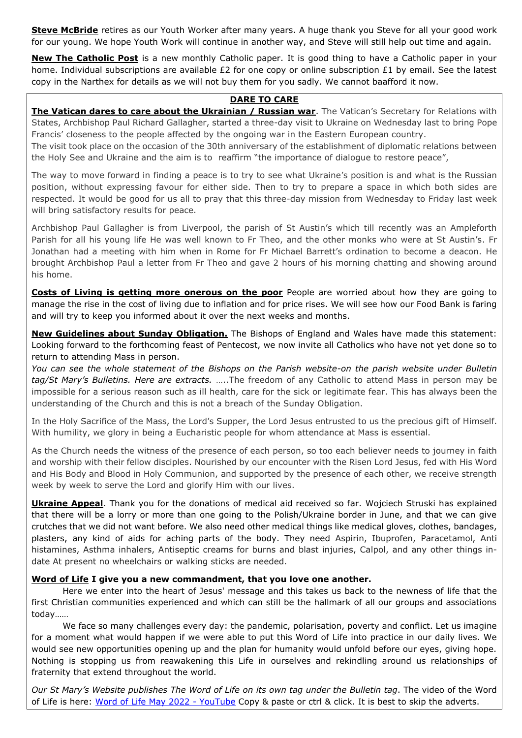**Steve McBride** retires as our Youth Worker after many years. A huge thank you Steve for all your good work for our young. We hope Youth Work will continue in another way, and Steve will still help out time and again.

**New The Catholic Post** is a new monthly Catholic paper. It is good thing to have a Catholic paper in your home. Individual subscriptions are available £2 for one copy or online subscription £1 by email. See the latest copy in the Narthex for details as we will not buy them for you sadly. We cannot baafford it now.

## DARE TO CARE

**The Vatican dares to care about the Ukrainian / Russian war**. The Vatican's Secretary for Relations with States, Archbishop Paul Richard Gallagher, started a three-day visit to Ukraine on Wednesday last to bring Pope Francis' closeness to the people affected by the ongoing war in the Eastern European country.
The visit took place on the occasion of the 30th anniversary of the establishment of diplomatic relations between the Holy See and Ukraine and the aim is to reaffirm "the importance of dialogue to restore peace",

The way to move forward in finding a peace is to try to see what Ukraine's position is and what is the Russian position, without expressing favour for either side. Then to try to prepare a space in which both sides are respected. It would be good for us all to pray that this three-day mission from Wednesday to Friday last week will bring satisfactory results for peace.

Archbishop Paul Gallagher is from Liverpool, the parish of St Austin's which till recently was an Ampleforth Parish for all his young life He was well known to Fr Theo, and the other monks who were at St Austin's. Fr Jonathan had a meeting with him when in Rome for Fr Michael Barrett's ordination to become a deacon. He brought Archbishop Paul a letter from Fr Theo and gave 2 hours of his morning chatting and showing around his home.

**Costs of Living is getting more onerous on the poor** People are worried about how they are going to manage the rise in the cost of living due to inflation and for price rises. We will see how our Food Bank is faring and will try to keep you informed about it over the next weeks and months.

**New Guidelines about Sunday Obligation.** The Bishops of England and Wales have made this statement: Looking forward to the forthcoming feast of Pentecost, we now invite all Catholics who have not yet done so to return to attending Mass in person.
*You can see the whole statement of the Bishops on the Parish website-on the parish website under Bulletin tag/St Mary's Bulletins. Here are extracts.* …..The freedom of any Catholic to attend Mass in person may be impossible for a serious reason such as ill health, care for the sick or legitimate fear. This has always been the understanding of the Church and this is not a breach of the Sunday Obligation.

In the Holy Sacrifice of the Mass, the Lord's Supper, the Lord Jesus entrusted to us the precious gift of Himself. With humility, we glory in being a Eucharistic people for whom attendance at Mass is essential.

As the Church needs the witness of the presence of each person, so too each believer needs to journey in faith and worship with their fellow disciples. Nourished by our encounter with the Risen Lord Jesus, fed with His Word and His Body and Blood in Holy Communion, and supported by the presence of each other, we receive strength week by week to serve the Lord and glorify Him with our lives.

**Ukraine Appeal**. Thank you for the donations of medical aid received so far. Wojciech Struski has explained that there will be a lorry or more than one going to the Polish/Ukraine border in June, and that we can give crutches that we did not want before. We also need other medical things like medical gloves, clothes, bandages, plasters, any kind of aids for aching parts of the body. They need Aspirin, Ibuprofen, Paracetamol, Anti histamines, Asthma inhalers, Antiseptic creams for burns and blast injuries, Calpol, and any other things in-date At present no wheelchairs or walking sticks are needed.

**Word of Life I give you a new commandment, that you love one another.**

Here we enter into the heart of Jesus' message and this takes us back to the newness of life that the first Christian communities experienced and which can still be the hallmark of all our groups and associations today……

We face so many challenges every day: the pandemic, polarisation, poverty and conflict. Let us imagine for a moment what would happen if we were able to put this Word of Life into practice in our daily lives. We would see new opportunities opening up and the plan for humanity would unfold before our eyes, giving hope. Nothing is stopping us from reawakening this Life in ourselves and rekindling around us relationships of fraternity that extend throughout the world.

*Our St Mary's Website publishes The Word of Life on its own tag under the Bulletin tag*. The video of the Word of Life is here: Word of Life May 2022 - YouTube Copy & paste or ctrl & click. It is best to skip the adverts.